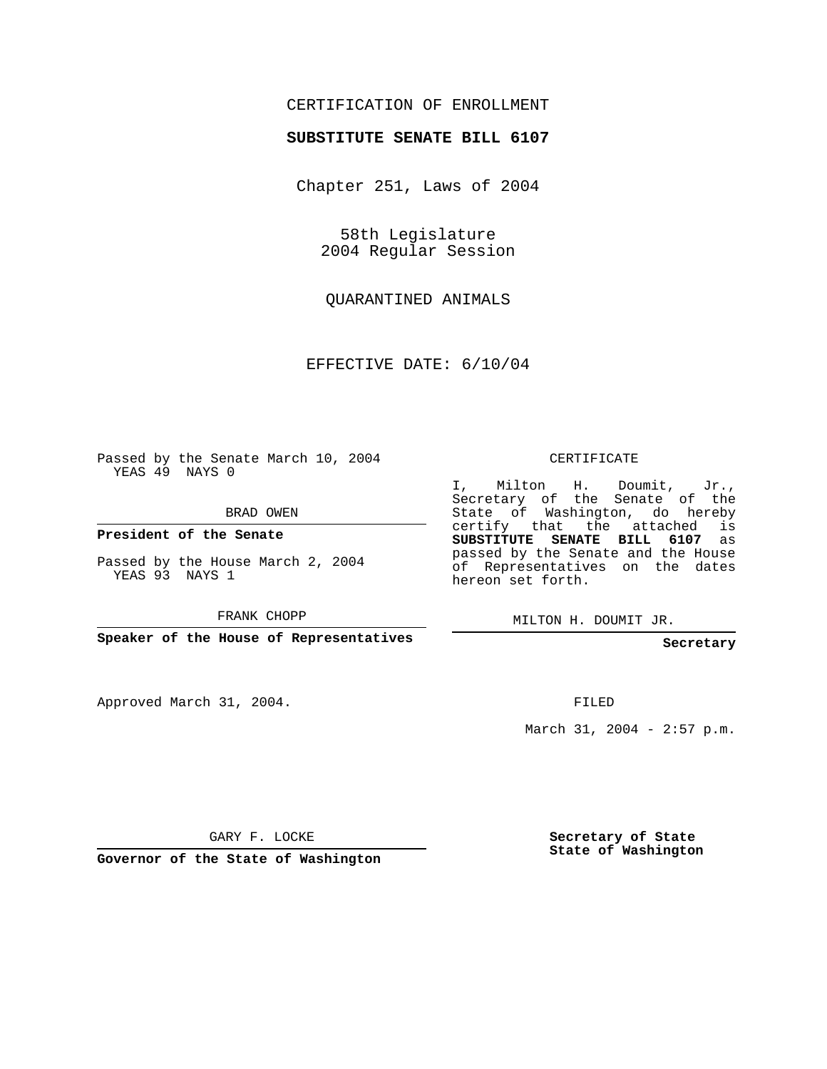CERTIFICATION OF ENROLLMENT

**SUBSTITUTE SENATE BILL 6107**

Chapter 251, Laws of 2004

58th Legislature
2004 Regular Session

QUARANTINED ANIMALS

EFFECTIVE DATE: 6/10/04

Passed by the Senate March 10, 2004
YEAS 49 NAYS 0

BRAD OWEN

**President of the Senate**

Passed by the House March 2, 2004
YEAS 93 NAYS 1

FRANK CHOPP

**Speaker of the House of Representatives**

CERTIFICATE

I, Milton H. Doumit, Jr., Secretary of the Senate of the State of Washington, do hereby certify that the attached is **SUBSTITUTE SENATE BILL 6107** as passed by the Senate and the House of Representatives on the dates hereon set forth.

MILTON H. DOUMIT JR.

**Secretary**

Approved March 31, 2004.

FILED

March 31, 2004 - 2:57 p.m.

GARY F. LOCKE

**Governor of the State of Washington**

**Secretary of State**
**State of Washington**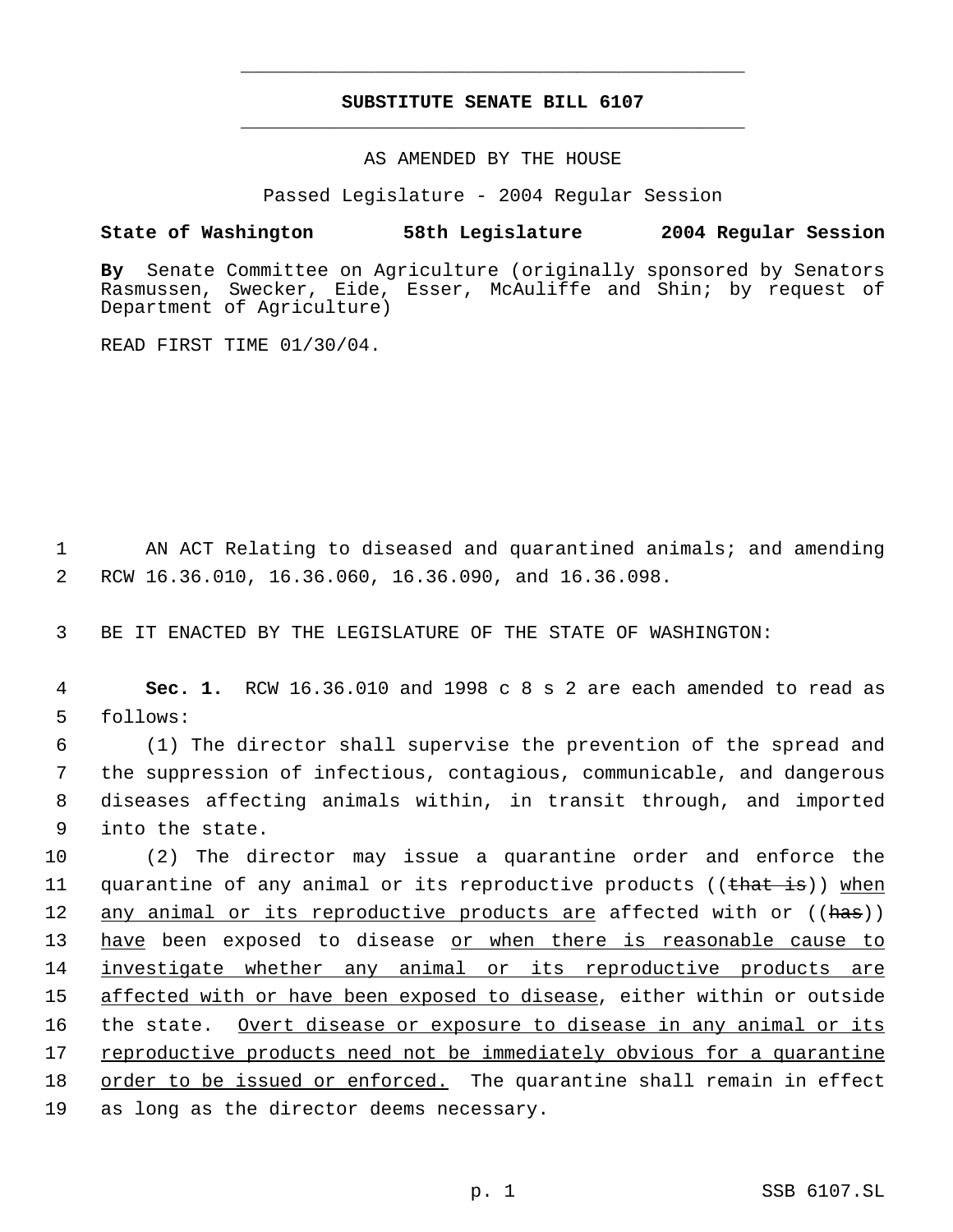# SUBSTITUTE SENATE BILL 6107

AS AMENDED BY THE HOUSE

Passed Legislature - 2004 Regular Session

**State of Washington 58th Legislature 2004 Regular Session**

**By** Senate Committee on Agriculture (originally sponsored by Senators Rasmussen, Swecker, Eide, Esser, McAuliffe and Shin; by request of Department of Agriculture)

READ FIRST TIME 01/30/04.

AN ACT Relating to diseased and quarantined animals; and amending RCW 16.36.010, 16.36.060, 16.36.090, and 16.36.098.

BE IT ENACTED BY THE LEGISLATURE OF THE STATE OF WASHINGTON:

**Sec. 1.** RCW 16.36.010 and 1998 c 8 s 2 are each amended to read as follows:

(1) The director shall supervise the prevention of the spread and the suppression of infectious, contagious, communicable, and dangerous diseases affecting animals within, in transit through, and imported into the state.

(2) The director may issue a quarantine order and enforce the quarantine of any animal or its reproductive products ((~~that is~~)) <u>when any animal or its reproductive products are</u> affected with or ((~~has~~)) <u>have</u> been exposed to disease <u>or when there is reasonable cause to investigate whether any animal or its reproductive products are affected with or have been exposed to disease</u>, either within or outside the state. <u>Overt disease or exposure to disease in any animal or its reproductive products need not be immediately obvious for a quarantine order to be issued or enforced.</u> The quarantine shall remain in effect as long as the director deems necessary.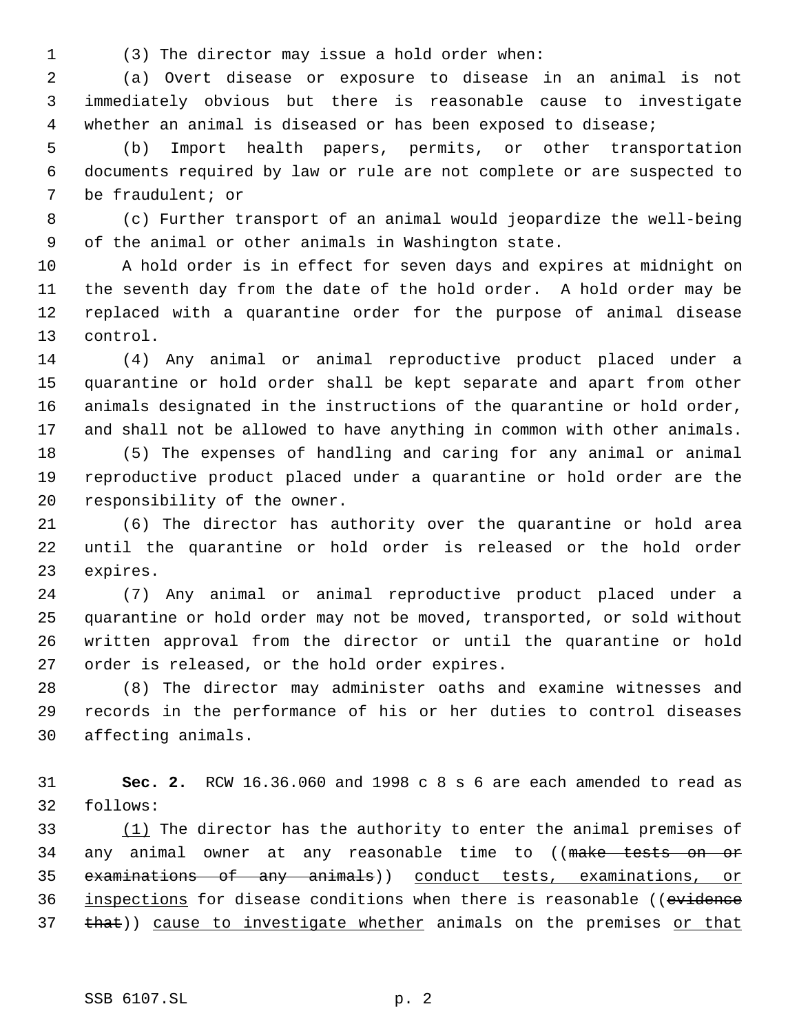(3) The director may issue a hold order when:

(a) Overt disease or exposure to disease in an animal is not immediately obvious but there is reasonable cause to investigate whether an animal is diseased or has been exposed to disease;

(b) Import health papers, permits, or other transportation documents required by law or rule are not complete or are suspected to be fraudulent; or

(c) Further transport of an animal would jeopardize the well-being of the animal or other animals in Washington state.

A hold order is in effect for seven days and expires at midnight on the seventh day from the date of the hold order. A hold order may be replaced with a quarantine order for the purpose of animal disease control.

(4) Any animal or animal reproductive product placed under a quarantine or hold order shall be kept separate and apart from other animals designated in the instructions of the quarantine or hold order, and shall not be allowed to have anything in common with other animals.

(5) The expenses of handling and caring for any animal or animal reproductive product placed under a quarantine or hold order are the responsibility of the owner.

(6) The director has authority over the quarantine or hold area until the quarantine or hold order is released or the hold order expires.

(7) Any animal or animal reproductive product placed under a quarantine or hold order may not be moved, transported, or sold without written approval from the director or until the quarantine or hold order is released, or the hold order expires.

(8) The director may administer oaths and examine witnesses and records in the performance of his or her duties to control diseases affecting animals.

**Sec. 2.** RCW 16.36.060 and 1998 c 8 s 6 are each amended to read as follows:

(1) The director has the authority to enter the animal premises of any animal owner at any reasonable time to ((~~make tests on or examinations of any animals~~)) conduct tests, examinations, or inspections for disease conditions when there is reasonable ((~~evidence that~~)) cause to investigate whether animals on the premises or that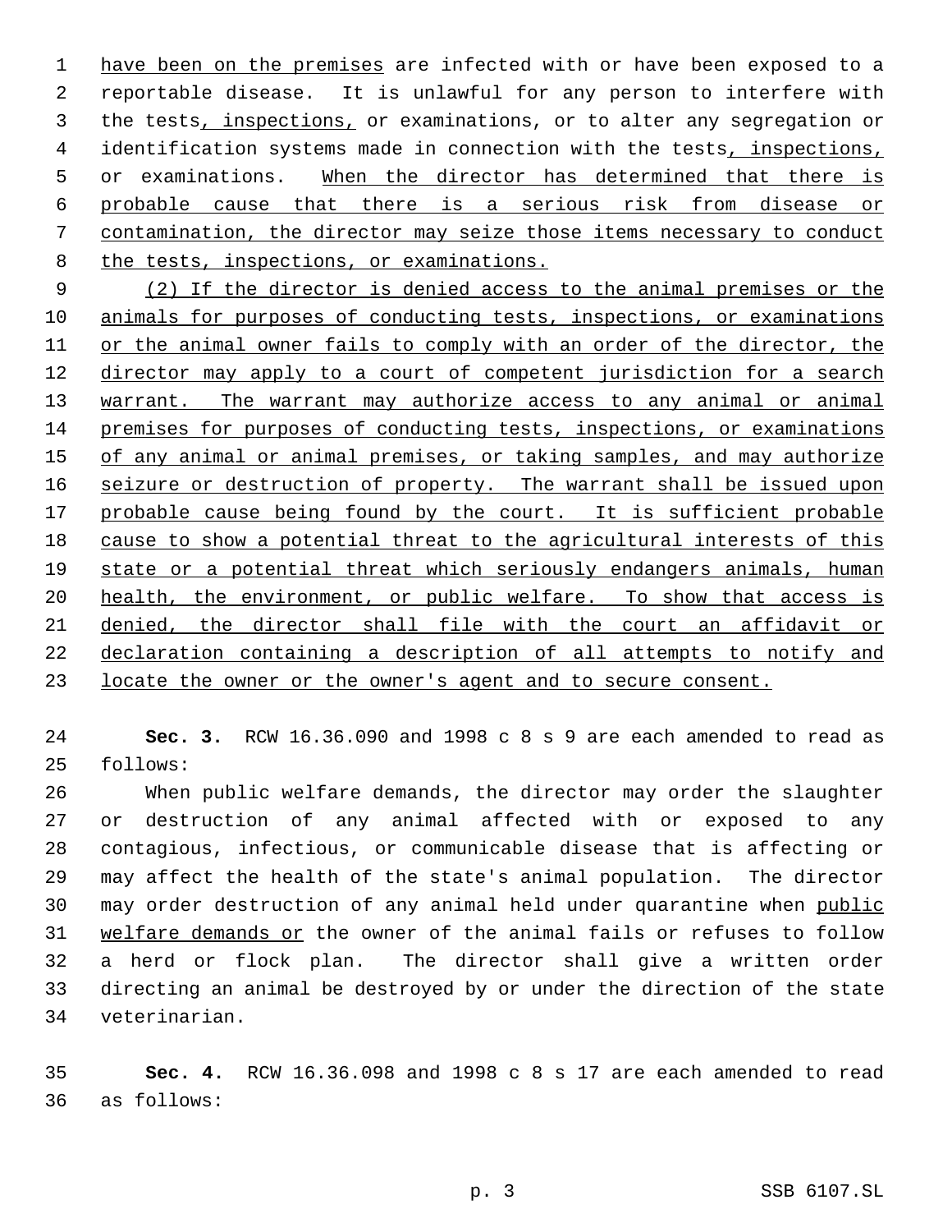have been on the premises are infected with or have been exposed to a reportable disease. It is unlawful for any person to interfere with the tests, inspections, or examinations, or to alter any segregation or identification systems made in connection with the tests, inspections, or examinations. When the director has determined that there is probable cause that there is a serious risk from disease or contamination, the director may seize those items necessary to conduct the tests, inspections, or examinations.

(2) If the director is denied access to the animal premises or the animals for purposes of conducting tests, inspections, or examinations or the animal owner fails to comply with an order of the director, the director may apply to a court of competent jurisdiction for a search warrant. The warrant may authorize access to any animal or animal premises for purposes of conducting tests, inspections, or examinations of any animal or animal premises, or taking samples, and may authorize seizure or destruction of property. The warrant shall be issued upon probable cause being found by the court. It is sufficient probable cause to show a potential threat to the agricultural interests of this state or a potential threat which seriously endangers animals, human health, the environment, or public welfare. To show that access is denied, the director shall file with the court an affidavit or declaration containing a description of all attempts to notify and locate the owner or the owner's agent and to secure consent.

**Sec. 3.** RCW 16.36.090 and 1998 c 8 s 9 are each amended to read as follows:

When public welfare demands, the director may order the slaughter or destruction of any animal affected with or exposed to any contagious, infectious, or communicable disease that is affecting or may affect the health of the state's animal population. The director may order destruction of any animal held under quarantine when public welfare demands or the owner of the animal fails or refuses to follow a herd or flock plan. The director shall give a written order directing an animal be destroyed by or under the direction of the state veterinarian.

**Sec. 4.** RCW 16.36.098 and 1998 c 8 s 17 are each amended to read as follows: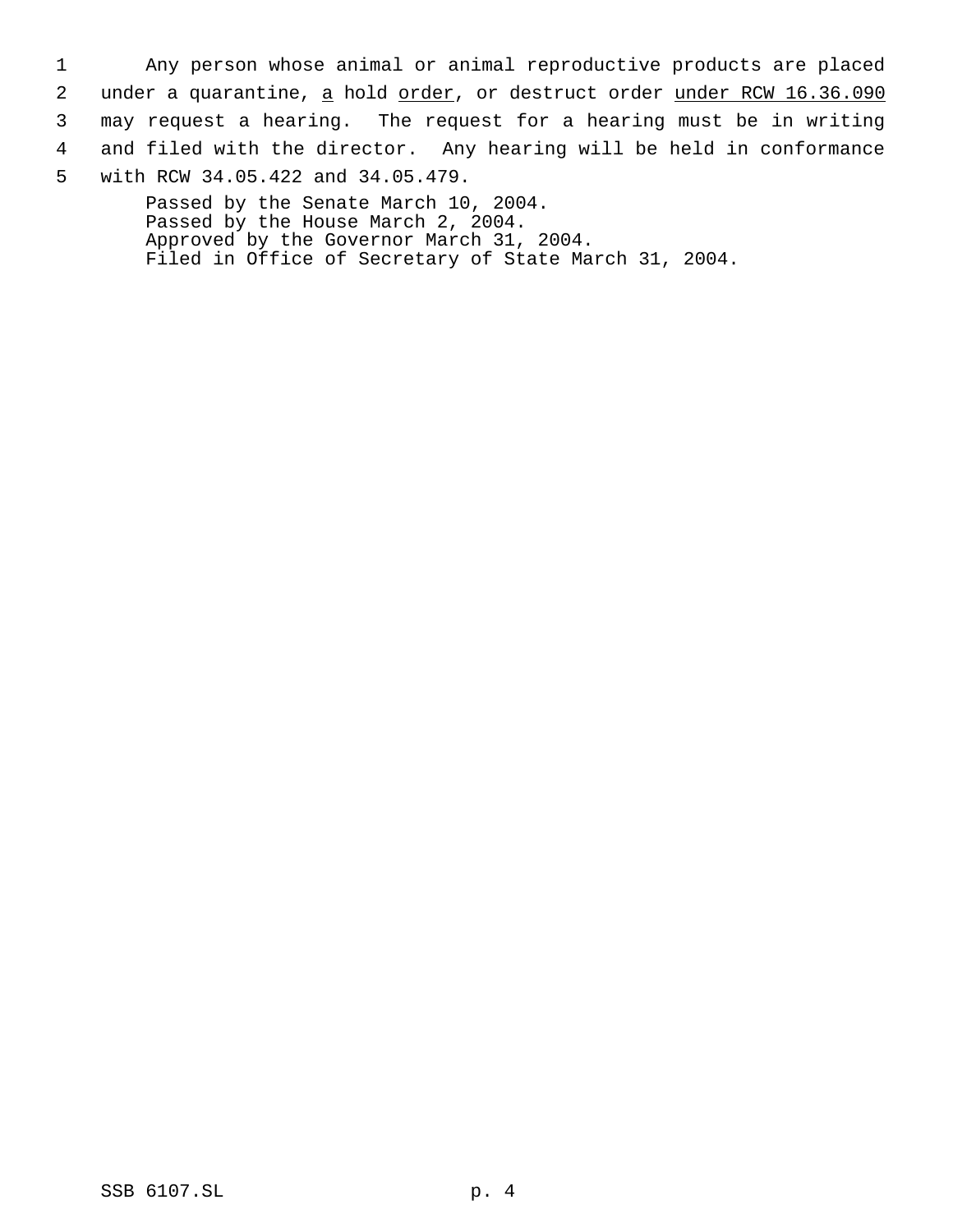Any person whose animal or animal reproductive products are placed under a quarantine, a hold order, or destruct order under RCW 16.36.090 may request a hearing. The request for a hearing must be in writing and filed with the director. Any hearing will be held in conformance with RCW 34.05.422 and 34.05.479.

Passed by the Senate March 10, 2004.
Passed by the House March 2, 2004.
Approved by the Governor March 31, 2004.
Filed in Office of Secretary of State March 31, 2004.